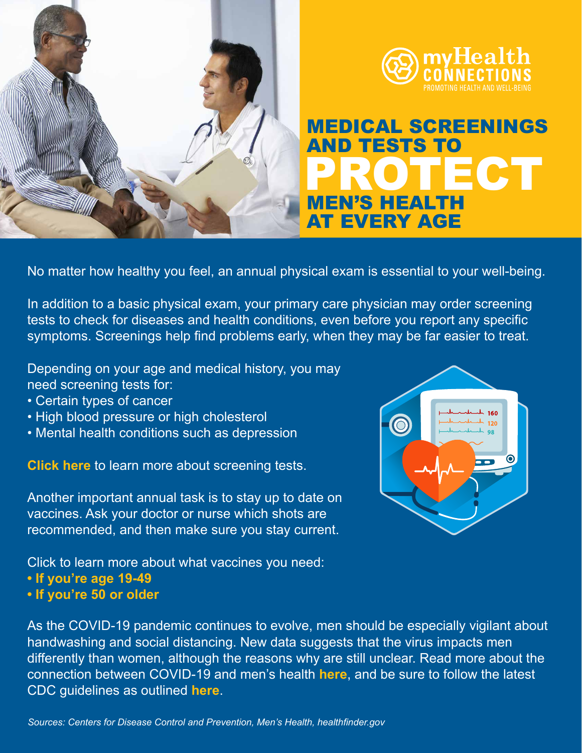myHealth CONNECTIONS
PROMOTING HEALTH AND WELL-BEING

# MEDICAL SCREENINGS AND TESTS TO PROTECT MEN'S HEALTH AT EVERY AGE

No matter how healthy you feel, an annual physical exam is essential to your well-being.

In addition to a basic physical exam, your primary care physician may order screening tests to check for diseases and health conditions, even before you report any specific symptoms. Screenings help find problems early, when they may be far easier to treat.

Depending on your age and medical history, you may need screening tests for:

- Certain types of cancer
- High blood pressure or high cholesterol
- Mental health conditions such as depression

**Click here** to learn more about screening tests.

Another important annual task is to stay up to date on vaccines. Ask your doctor or nurse which shots are recommended, and then make sure you stay current.

Click to learn more about what vaccines you need:

- **If you're age 19-49**
- **If you're 50 or older**

As the COVID-19 pandemic continues to evolve, men should be especially vigilant about handwashing and social distancing. New data suggests that the virus impacts men differently than women, although the reasons why are still unclear. Read more about the connection between COVID-19 and men's health **here**, and be sure to follow the latest CDC guidelines as outlined **here**.

*Sources: Centers for Disease Control and Prevention, Men's Health, healthfinder.gov*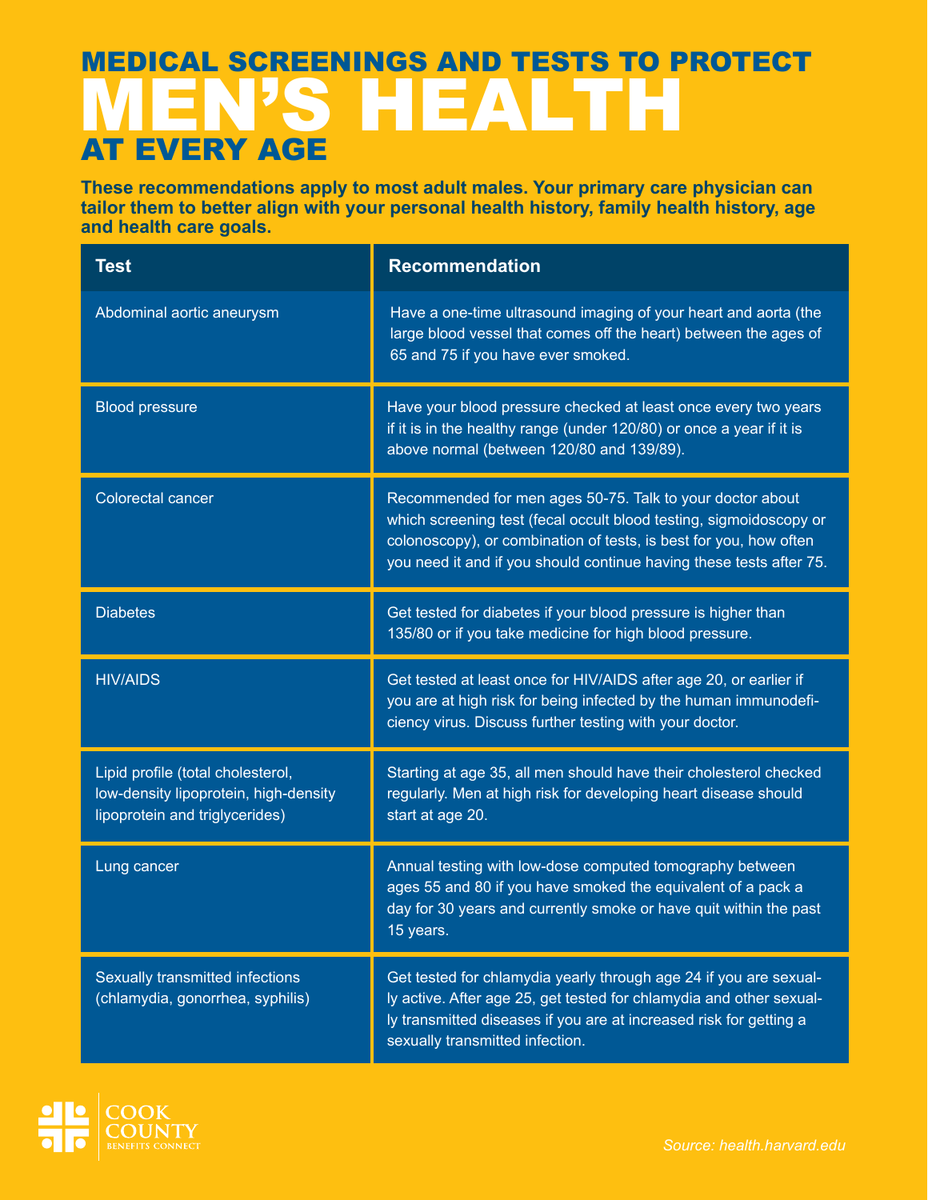# MEDICAL SCREENINGS AND TESTS TO PROTECT MEN'S HEALTH AT EVERY AGE

**These recommendations apply to most adult males. Your primary care physician can tailor them to better align with your personal health history, family health history, age and health care goals.**

| Test | Recommendation |
|---|---|
| Abdominal aortic aneurysm | Have a one-time ultrasound imaging of your heart and aorta (the large blood vessel that comes off the heart) between the ages of 65 and 75 if you have ever smoked. |
| Blood pressure | Have your blood pressure checked at least once every two years if it is in the healthy range (under 120/80) or once a year if it is above normal (between 120/80 and 139/89). |
| Colorectal cancer | Recommended for men ages 50-75. Talk to your doctor about which screening test (fecal occult blood testing, sigmoidoscopy or colonoscopy), or combination of tests, is best for you, how often you need it and if you should continue having these tests after 75. |
| Diabetes | Get tested for diabetes if your blood pressure is higher than 135/80 or if you take medicine for high blood pressure. |
| HIV/AIDS | Get tested at least once for HIV/AIDS after age 20, or earlier if you are at high risk for being infected by the human immunodeficiency virus. Discuss further testing with your doctor. |
| Lipid profile (total cholesterol, low-density lipoprotein, high-density lipoprotein and triglycerides) | Starting at age 35, all men should have their cholesterol checked regularly. Men at high risk for developing heart disease should start at age 20. |
| Lung cancer | Annual testing with low-dose computed tomography between ages 55 and 80 if you have smoked the equivalent of a pack a day for 30 years and currently smoke or have quit within the past 15 years. |
| Sexually transmitted infections (chlamydia, gonorrhea, syphilis) | Get tested for chlamydia yearly through age 24 if you are sexually active. After age 25, get tested for chlamydia and other sexually transmitted diseases if you are at increased risk for getting a sexually transmitted infection. |

COOK COUNTY BENEFITS CONNECT

*Source: health.harvard.edu*